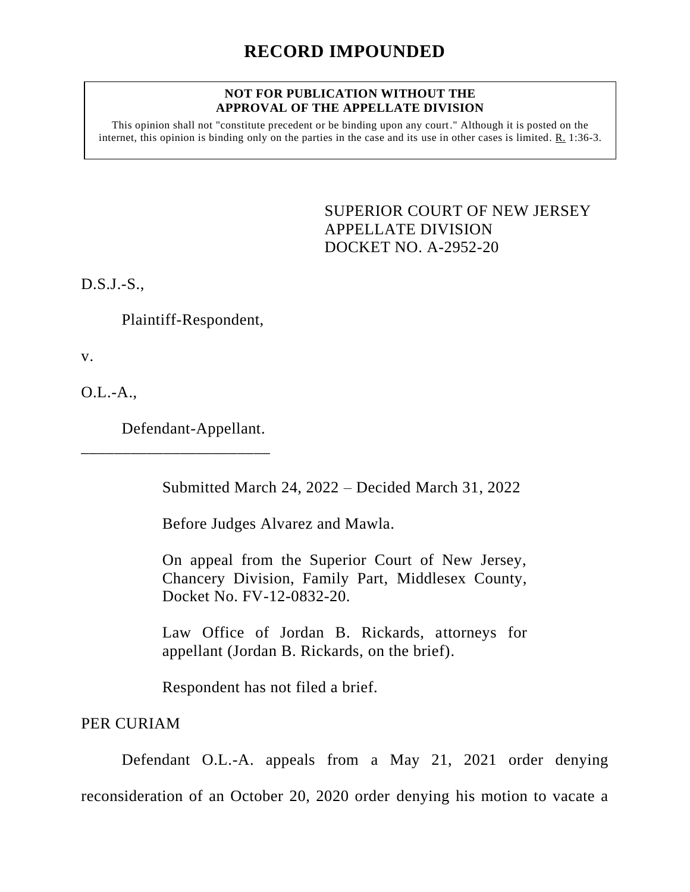# RECORD IMPOUNDED

**NOT FOR PUBLICATION WITHOUT THE APPROVAL OF THE APPELLATE DIVISION**

This opinion shall not "constitute precedent or be binding upon any court." Although it is posted on the internet, this opinion is binding only on the parties in the case and its use in other cases is limited. R. 1:36-3.

SUPERIOR COURT OF NEW JERSEY
APPELLATE DIVISION
DOCKET NO. A-2952-20

D.S.J.-S.,

Plaintiff-Respondent,

v.

O.L.-A.,

Defendant-Appellant.

_______________________

Submitted March 24, 2022 – Decided March 31, 2022

Before Judges Alvarez and Mawla.

On appeal from the Superior Court of New Jersey, Chancery Division, Family Part, Middlesex County, Docket No. FV-12-0832-20.

Law Office of Jordan B. Rickards, attorneys for appellant (Jordan B. Rickards, on the brief).

Respondent has not filed a brief.

PER CURIAM

Defendant O.L.-A. appeals from a May 21, 2021 order denying reconsideration of an October 20, 2020 order denying his motion to vacate a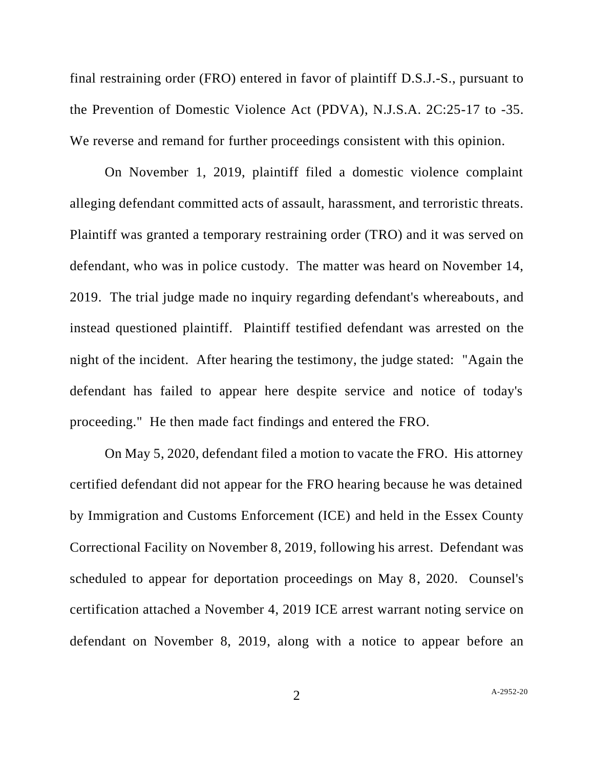final restraining order (FRO) entered in favor of plaintiff D.S.J.-S., pursuant to the Prevention of Domestic Violence Act (PDVA), N.J.S.A. 2C:25-17 to -35. We reverse and remand for further proceedings consistent with this opinion.

On November 1, 2019, plaintiff filed a domestic violence complaint alleging defendant committed acts of assault, harassment, and terroristic threats. Plaintiff was granted a temporary restraining order (TRO) and it was served on defendant, who was in police custody. The matter was heard on November 14, 2019. The trial judge made no inquiry regarding defendant's whereabouts, and instead questioned plaintiff. Plaintiff testified defendant was arrested on the night of the incident. After hearing the testimony, the judge stated: "Again the defendant has failed to appear here despite service and notice of today's proceeding." He then made fact findings and entered the FRO.

On May 5, 2020, defendant filed a motion to vacate the FRO. His attorney certified defendant did not appear for the FRO hearing because he was detained by Immigration and Customs Enforcement (ICE) and held in the Essex County Correctional Facility on November 8, 2019, following his arrest. Defendant was scheduled to appear for deportation proceedings on May 8, 2020. Counsel's certification attached a November 4, 2019 ICE arrest warrant noting service on defendant on November 8, 2019, along with a notice to appear before an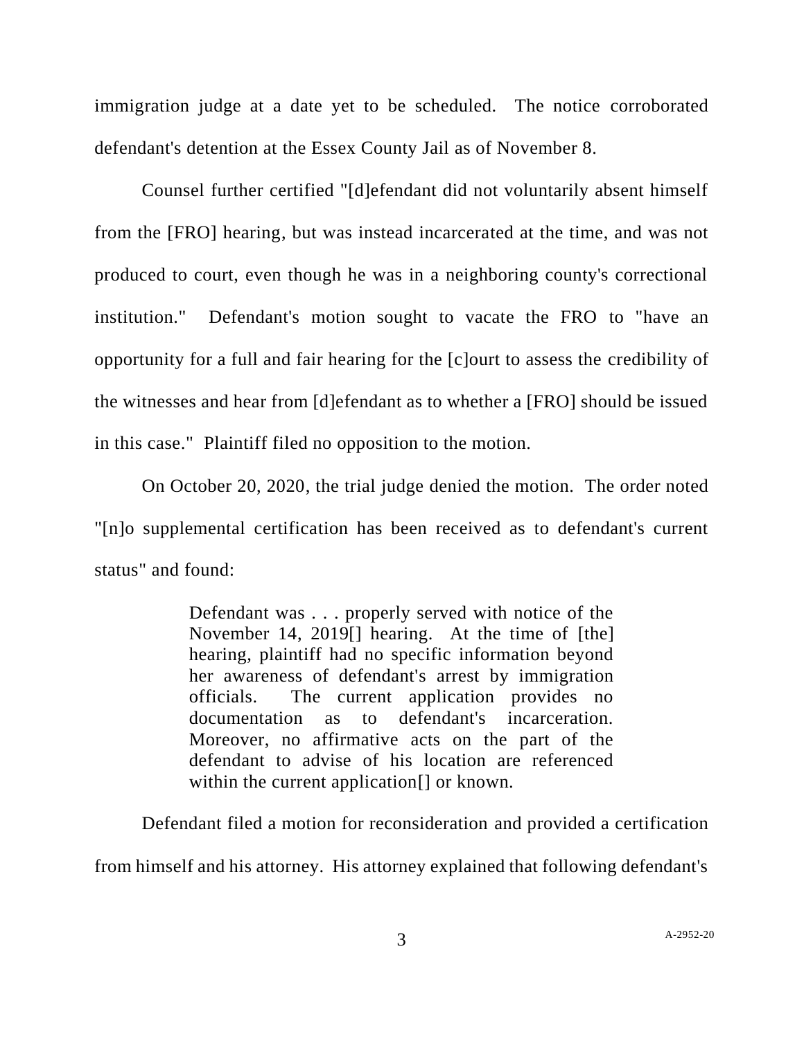immigration judge at a date yet to be scheduled. The notice corroborated defendant's detention at the Essex County Jail as of November 8.

Counsel further certified "[d]efendant did not voluntarily absent himself from the [FRO] hearing, but was instead incarcerated at the time, and was not produced to court, even though he was in a neighboring county's correctional institution." Defendant's motion sought to vacate the FRO to "have an opportunity for a full and fair hearing for the [c]ourt to assess the credibility of the witnesses and hear from [d]efendant as to whether a [FRO] should be issued in this case." Plaintiff filed no opposition to the motion.

On October 20, 2020, the trial judge denied the motion. The order noted "[n]o supplemental certification has been received as to defendant's current status" and found:

> Defendant was . . . properly served with notice of the November 14, 2019[] hearing. At the time of [the] hearing, plaintiff had no specific information beyond her awareness of defendant's arrest by immigration officials. The current application provides no documentation as to defendant's incarceration. Moreover, no affirmative acts on the part of the defendant to advise of his location are referenced within the current application[] or known.

Defendant filed a motion for reconsideration and provided a certification from himself and his attorney. His attorney explained that following defendant's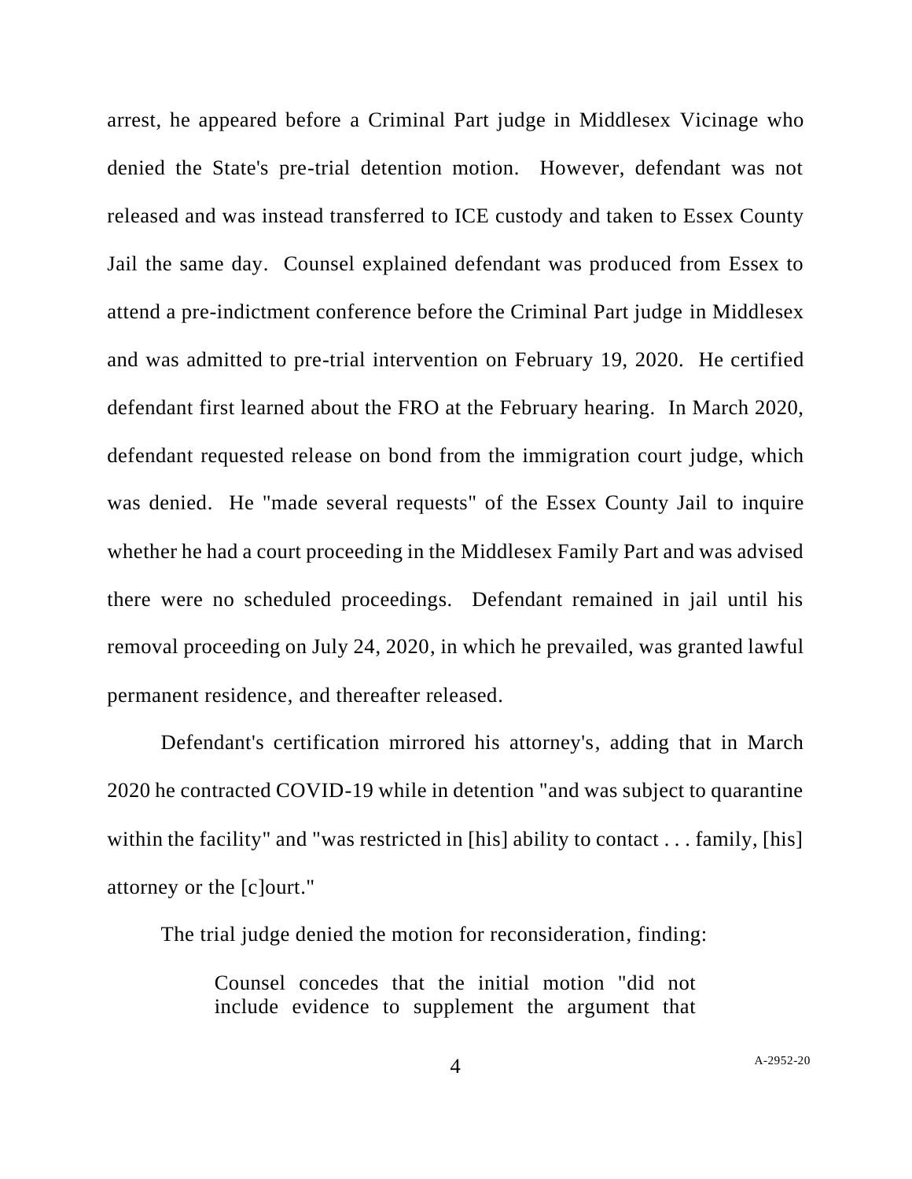arrest, he appeared before a Criminal Part judge in Middlesex Vicinage who denied the State's pre-trial detention motion. However, defendant was not released and was instead transferred to ICE custody and taken to Essex County Jail the same day. Counsel explained defendant was produced from Essex to attend a pre-indictment conference before the Criminal Part judge in Middlesex and was admitted to pre-trial intervention on February 19, 2020. He certified defendant first learned about the FRO at the February hearing. In March 2020, defendant requested release on bond from the immigration court judge, which was denied. He "made several requests" of the Essex County Jail to inquire whether he had a court proceeding in the Middlesex Family Part and was advised there were no scheduled proceedings. Defendant remained in jail until his removal proceeding on July 24, 2020, in which he prevailed, was granted lawful permanent residence, and thereafter released.

Defendant's certification mirrored his attorney's, adding that in March 2020 he contracted COVID-19 while in detention "and was subject to quarantine within the facility" and "was restricted in [his] ability to contact . . . family, [his] attorney or the [c]ourt."

The trial judge denied the motion for reconsideration, finding:

> Counsel concedes that the initial motion "did not include evidence to supplement the argument that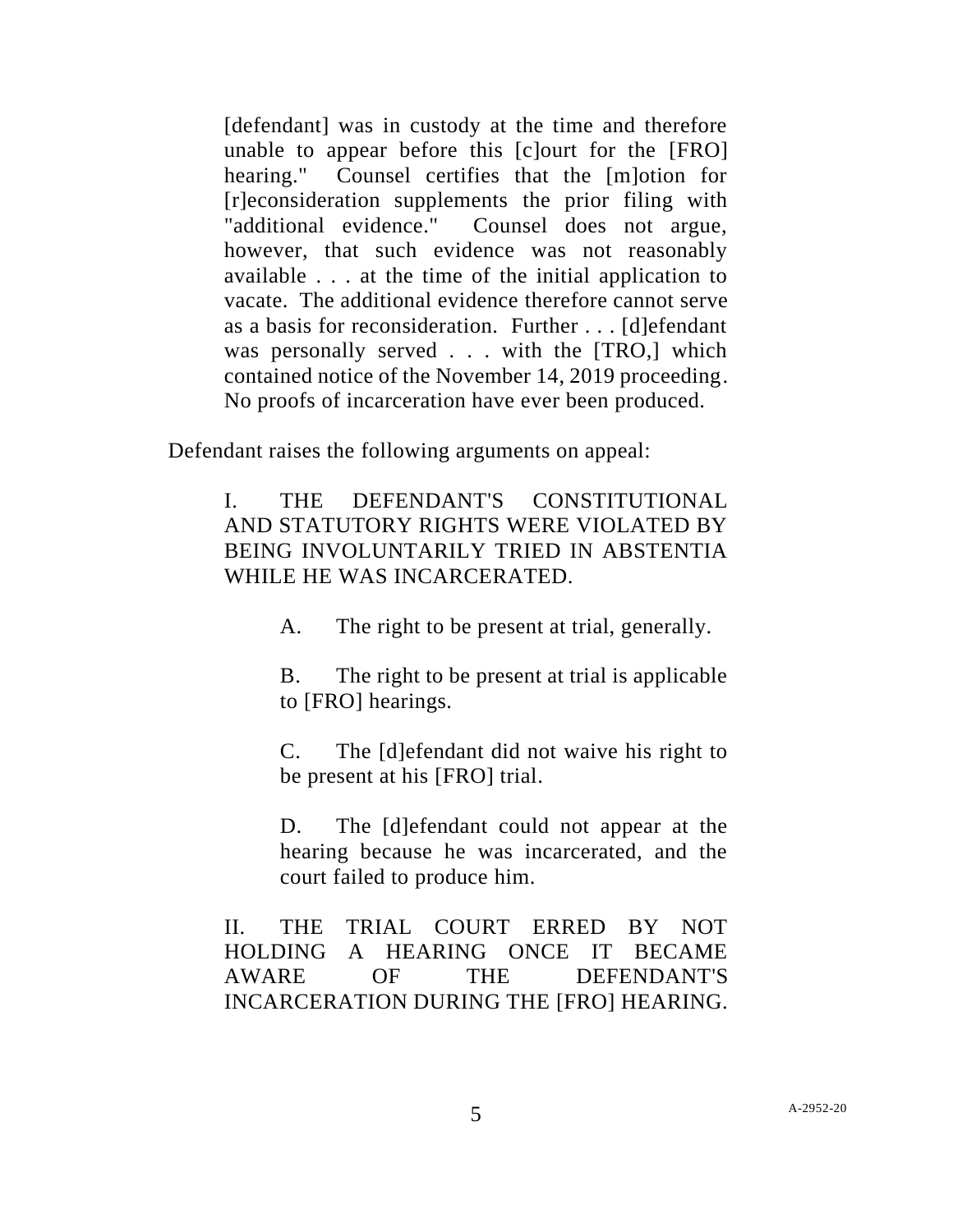> [defendant] was in custody at the time and therefore unable to appear before this [c]ourt for the [FRO] hearing." Counsel certifies that the [m]otion for [r]econsideration supplements the prior filing with "additional evidence." Counsel does not argue, however, that such evidence was not reasonably available . . . at the time of the initial application to vacate. The additional evidence therefore cannot serve as a basis for reconsideration. Further . . . [d]efendant was personally served . . . with the [TRO,] which contained notice of the November 14, 2019 proceeding. No proofs of incarceration have ever been produced.

Defendant raises the following arguments on appeal:

> I. THE DEFENDANT'S CONSTITUTIONAL AND STATUTORY RIGHTS WERE VIOLATED BY BEING INVOLUNTARILY TRIED IN ABSTENTIA WHILE HE WAS INCARCERATED.
>
> > A. The right to be present at trial, generally.
> >
> > B. The right to be present at trial is applicable to [FRO] hearings.
> >
> > C. The [d]efendant did not waive his right to be present at his [FRO] trial.
> >
> > D. The [d]efendant could not appear at the hearing because he was incarcerated, and the court failed to produce him.
>
> II. THE TRIAL COURT ERRED BY NOT HOLDING A HEARING ONCE IT BECAME AWARE OF THE DEFENDANT'S INCARCERATION DURING THE [FRO] HEARING.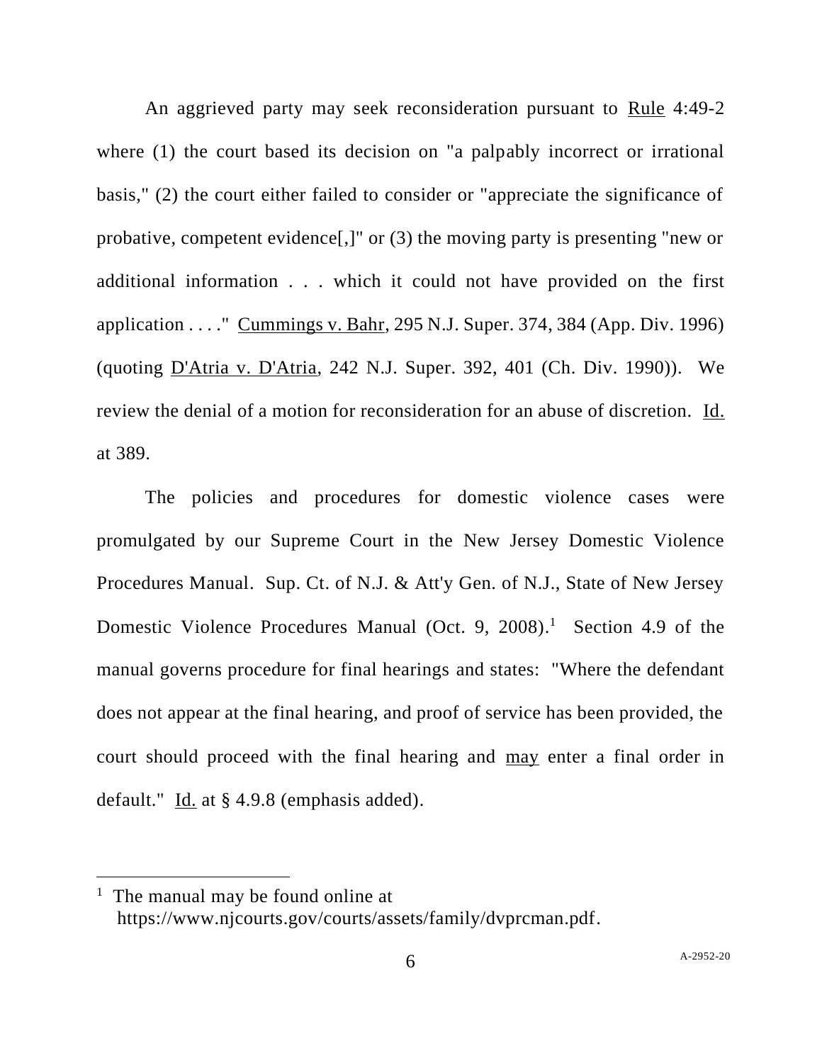An aggrieved party may seek reconsideration pursuant to <u>Rule</u> 4:49-2 where (1) the court based its decision on "a palpably incorrect or irrational basis," (2) the court either failed to consider or "appreciate the significance of probative, competent evidence[,]" or (3) the moving party is presenting "new or additional information . . . which it could not have provided on the first application . . . ." <u>Cummings v. Bahr</u>, 295 N.J. Super. 374, 384 (App. Div. 1996) (quoting <u>D'Atria v. D'Atria</u>, 242 N.J. Super. 392, 401 (Ch. Div. 1990)). We review the denial of a motion for reconsideration for an abuse of discretion. <u>Id.</u> at 389.

The policies and procedures for domestic violence cases were promulgated by our Supreme Court in the New Jersey Domestic Violence Procedures Manual. Sup. Ct. of N.J. & Att'y Gen. of N.J., State of New Jersey Domestic Violence Procedures Manual (Oct. 9, 2008).[1] Section 4.9 of the manual governs procedure for final hearings and states: "Where the defendant does not appear at the final hearing, and proof of service has been provided, the court should proceed with the final hearing and <u>may</u> enter a final order in default." <u>Id.</u> at § 4.9.8 (emphasis added).

---

[1] The manual may be found online at https://www.njcourts.gov/courts/assets/family/dvprcman.pdf.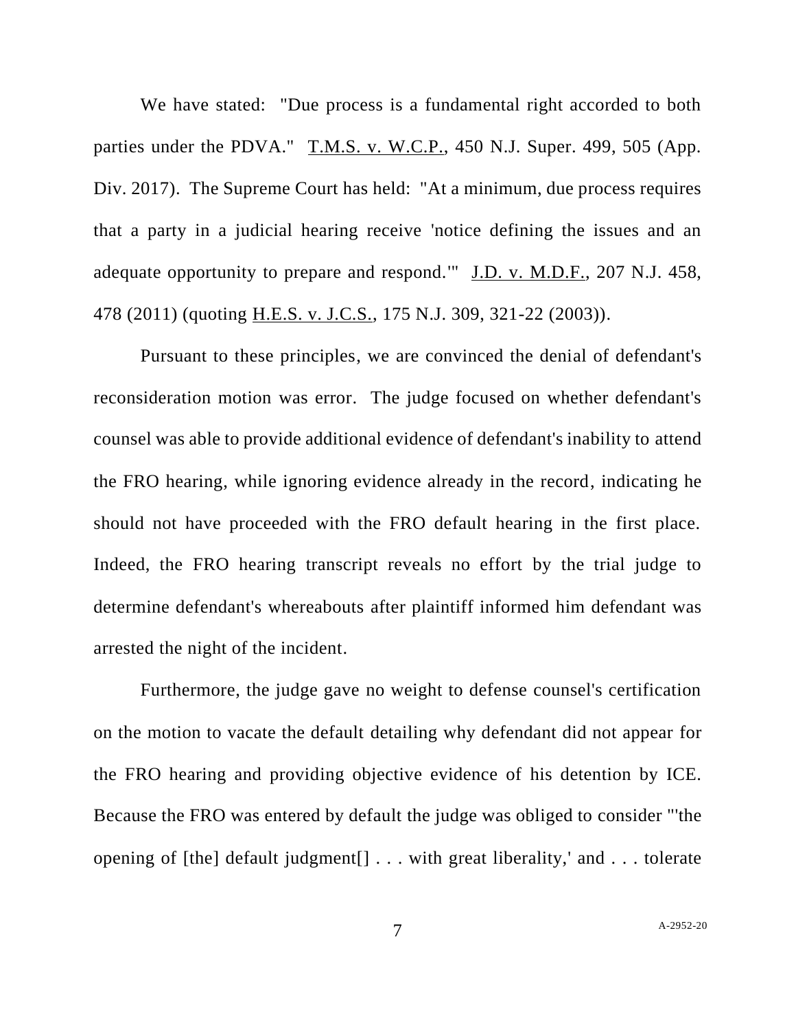We have stated: "Due process is a fundamental right accorded to both parties under the PDVA." T.M.S. v. W.C.P., 450 N.J. Super. 499, 505 (App. Div. 2017). The Supreme Court has held: "At a minimum, due process requires that a party in a judicial hearing receive 'notice defining the issues and an adequate opportunity to prepare and respond.'" J.D. v. M.D.F., 207 N.J. 458, 478 (2011) (quoting H.E.S. v. J.C.S., 175 N.J. 309, 321-22 (2003)).

Pursuant to these principles, we are convinced the denial of defendant's reconsideration motion was error. The judge focused on whether defendant's counsel was able to provide additional evidence of defendant's inability to attend the FRO hearing, while ignoring evidence already in the record, indicating he should not have proceeded with the FRO default hearing in the first place. Indeed, the FRO hearing transcript reveals no effort by the trial judge to determine defendant's whereabouts after plaintiff informed him defendant was arrested the night of the incident.

Furthermore, the judge gave no weight to defense counsel's certification on the motion to vacate the default detailing why defendant did not appear for the FRO hearing and providing objective evidence of his detention by ICE. Because the FRO was entered by default the judge was obliged to consider "'the opening of [the] default judgment[] . . . with great liberality,' and . . . tolerate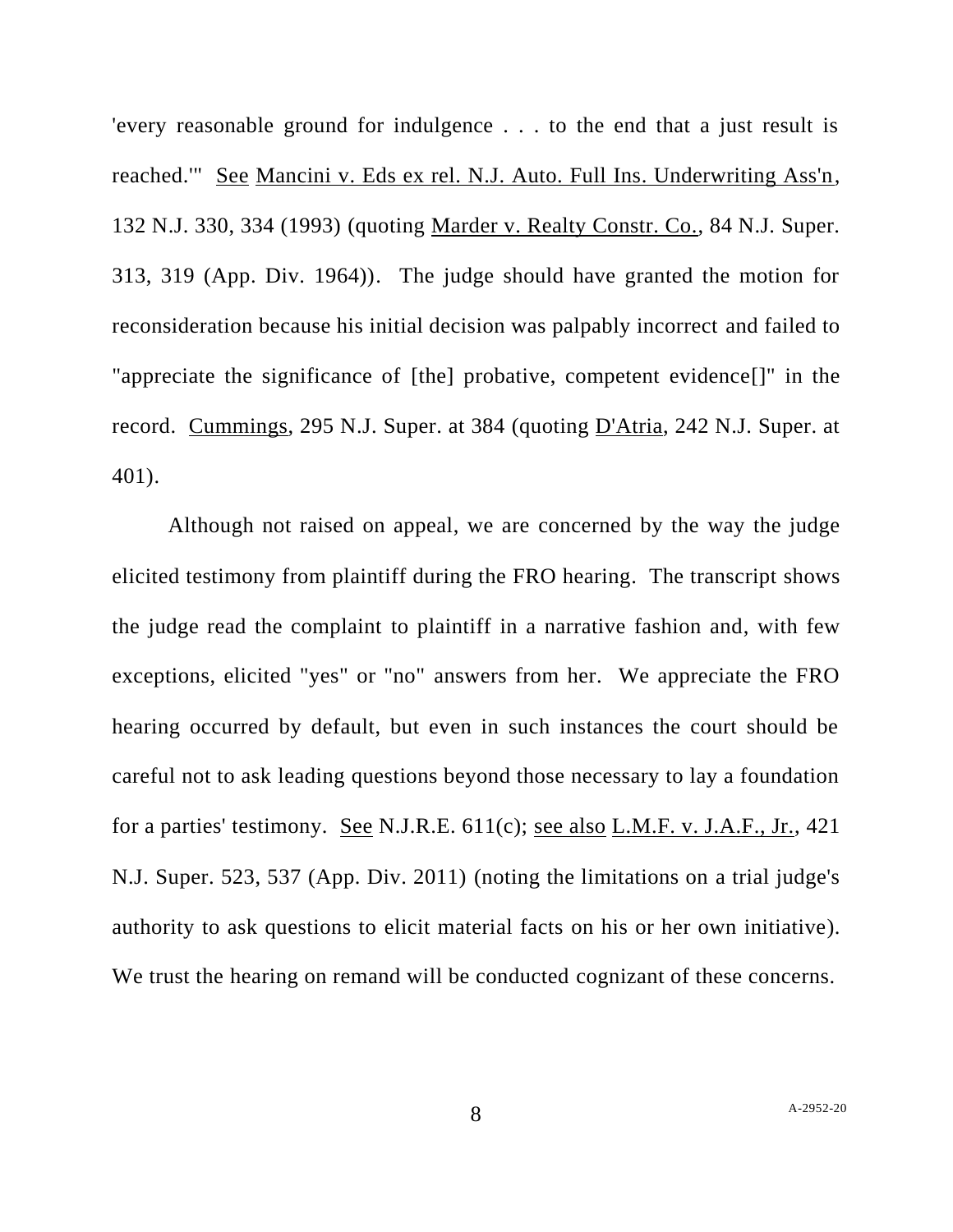'every reasonable ground for indulgence . . . to the end that a just result is reached.'" See Mancini v. Eds ex rel. N.J. Auto. Full Ins. Underwriting Ass'n, 132 N.J. 330, 334 (1993) (quoting Marder v. Realty Constr. Co., 84 N.J. Super. 313, 319 (App. Div. 1964)). The judge should have granted the motion for reconsideration because his initial decision was palpably incorrect and failed to "appreciate the significance of [the] probative, competent evidence[]" in the record. Cummings, 295 N.J. Super. at 384 (quoting D'Atria, 242 N.J. Super. at 401).

Although not raised on appeal, we are concerned by the way the judge elicited testimony from plaintiff during the FRO hearing. The transcript shows the judge read the complaint to plaintiff in a narrative fashion and, with few exceptions, elicited "yes" or "no" answers from her. We appreciate the FRO hearing occurred by default, but even in such instances the court should be careful not to ask leading questions beyond those necessary to lay a foundation for a parties' testimony. See N.J.R.E. 611(c); see also L.M.F. v. J.A.F., Jr., 421 N.J. Super. 523, 537 (App. Div. 2011) (noting the limitations on a trial judge's authority to ask questions to elicit material facts on his or her own initiative). We trust the hearing on remand will be conducted cognizant of these concerns.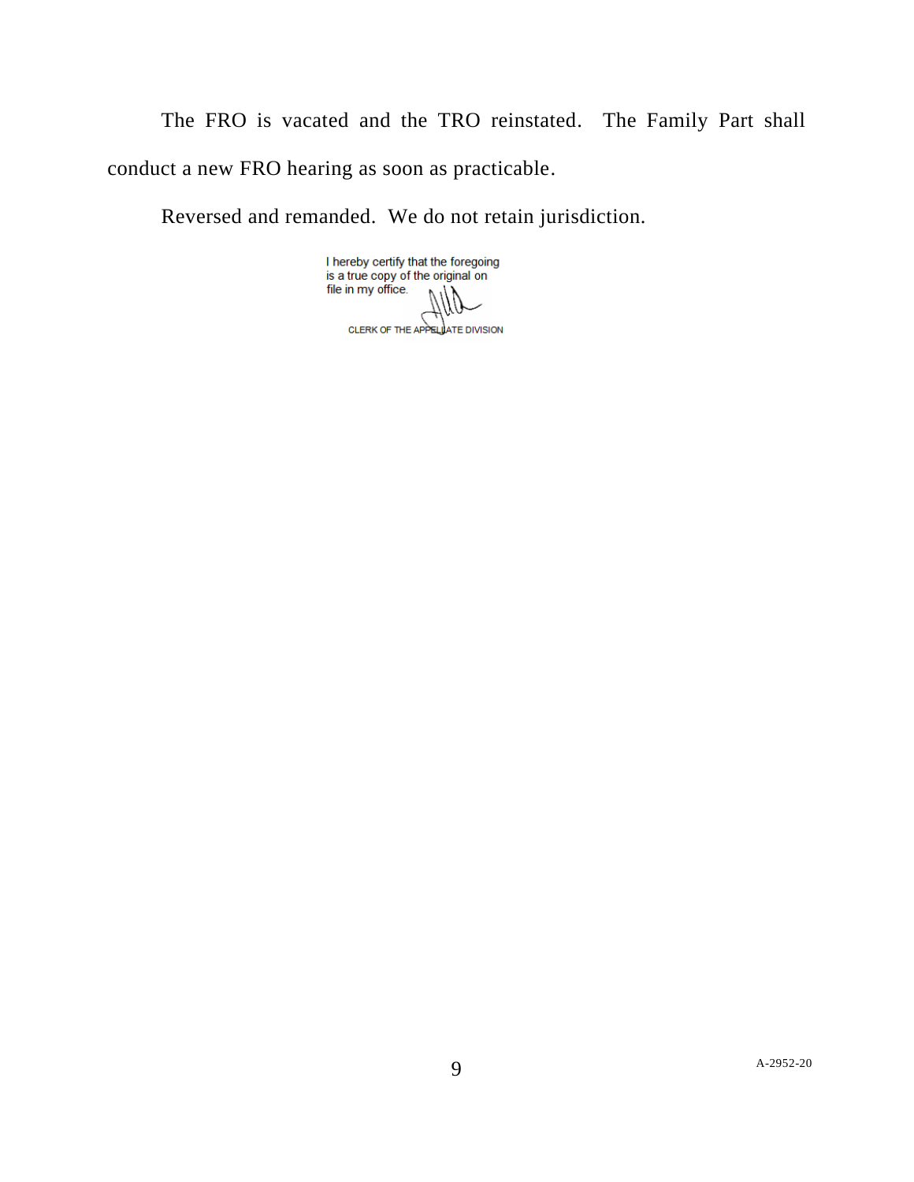The FRO is vacated and the TRO reinstated. The Family Part shall conduct a new FRO hearing as soon as practicable.

Reversed and remanded. We do not retain jurisdiction.

I hereby certify that the foregoing is a true copy of the original on file in my office.

CLERK OF THE APPELLATE DIVISION